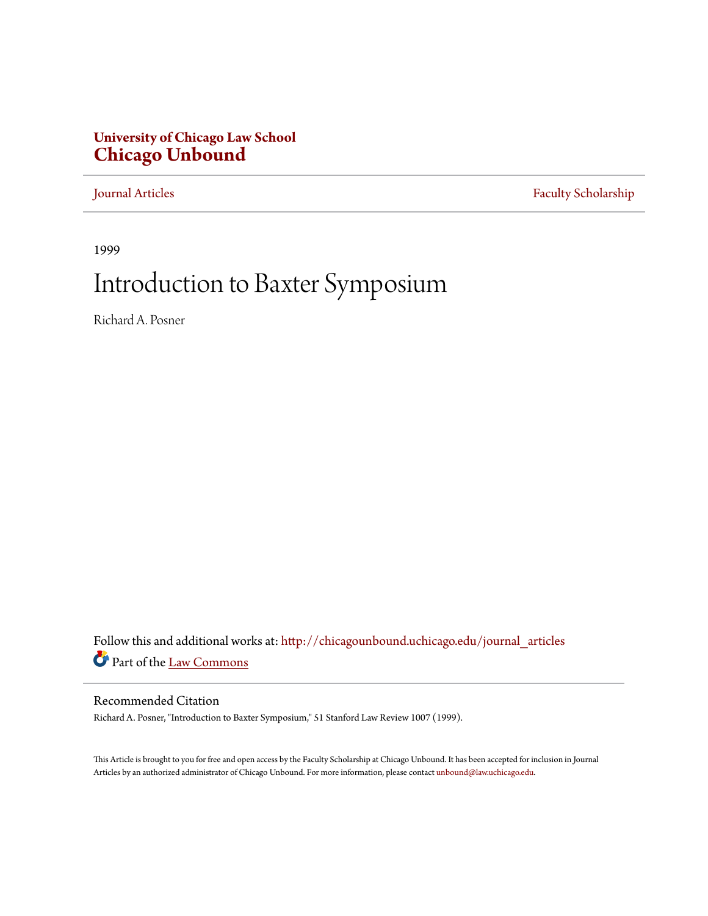**University of Chicago Law School**
**Chicago Unbound**

Journal Articles | Faculty Scholarship

1999

# Introduction to Baxter Symposium

Richard A. Posner

Follow this and additional works at: http://chicagounbound.uchicago.edu/journal_articles

Part of the Law Commons

## Recommended Citation

Richard A. Posner, "Introduction to Baxter Symposium," 51 Stanford Law Review 1007 (1999).

This Article is brought to you for free and open access by the Faculty Scholarship at Chicago Unbound. It has been accepted for inclusion in Journal Articles by an authorized administrator of Chicago Unbound. For more information, please contact unbound@law.uchicago.edu.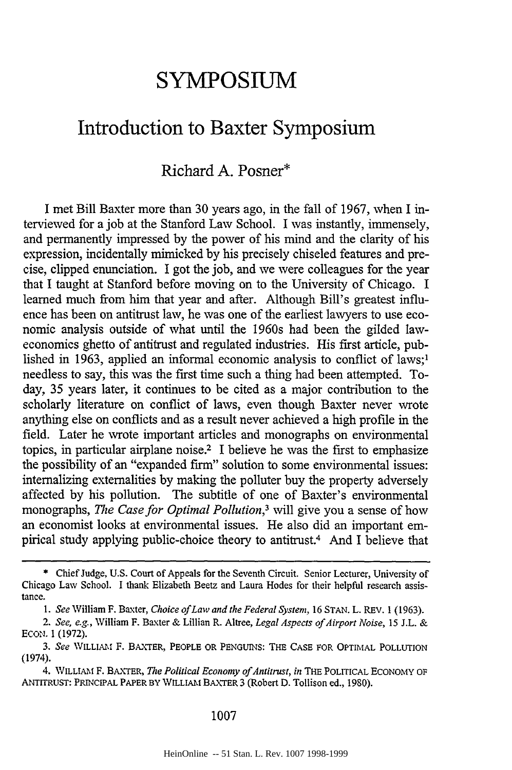# SYMPOSIUM

## Introduction to Baxter Symposium

Richard A. Posner*

I met Bill Baxter more than 30 years ago, in the fall of 1967, when I interviewed for a job at the Stanford Law School. I was instantly, immensely, and permanently impressed by the power of his mind and the clarity of his expression, incidentally mimicked by his precisely chiseled features and precise, clipped enunciation. I got the job, and we were colleagues for the year that I taught at Stanford before moving on to the University of Chicago. I learned much from him that year and after. Although Bill's greatest influence has been on antitrust law, he was one of the earliest lawyers to use economic analysis outside of what until the 1960s had been the gilded law-economics ghetto of antitrust and regulated industries. His first article, published in 1963, applied an informal economic analysis to conflict of laws;[1] needless to say, this was the first time such a thing had been attempted. Today, 35 years later, it continues to be cited as a major contribution to the scholarly literature on conflict of laws, even though Baxter never wrote anything else on conflicts and as a result never achieved a high profile in the field. Later he wrote important articles and monographs on environmental topics, in particular airplane noise.[2] I believe he was the first to emphasize the possibility of an "expanded firm" solution to some environmental issues: internalizing externalities by making the polluter buy the property adversely affected by his pollution. The subtitle of one of Baxter's environmental monographs, *The Case for Optimal Pollution*,[3] will give you a sense of how an economist looks at environmental issues. He also did an important empirical study applying public-choice theory to antitrust.[4] And I believe that

---

\* Chief Judge, U.S. Court of Appeals for the Seventh Circuit. Senior Lecturer, University of Chicago Law School. I thank Elizabeth Beetz and Laura Hodes for their helpful research assistance.

1. *See* William F. Baxter, *Choice of Law and the Federal System*, 16 STAN. L. REV. 1 (1963).

2. *See, e.g.*, William F. Baxter & Lillian R. Altree, *Legal Aspects of Airport Noise*, 15 J.L. & ECON. 1 (1972).

3. *See* WILLIAM F. BAXTER, PEOPLE OR PENGUINS: THE CASE FOR OPTIMAL POLLUTION (1974).

4. WILLIAM F. BAXTER, *The Political Economy of Antitrust*, *in* THE POLITICAL ECONOMY OF ANTITRUST: PRINCIPAL PAPER BY WILLIAM BAXTER 3 (Robert D. Tollison ed., 1980).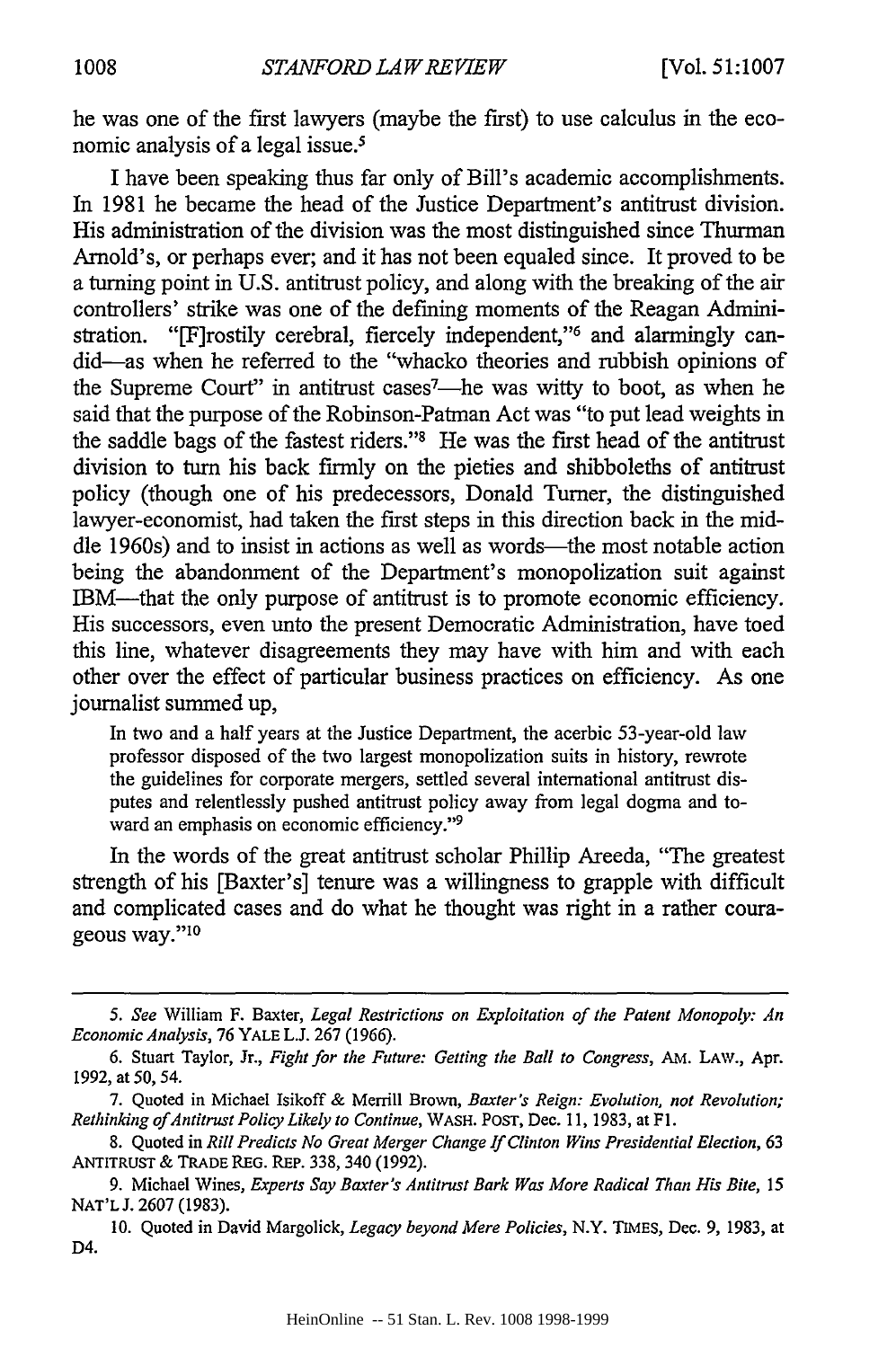he was one of the first lawyers (maybe the first) to use calculus in the economic analysis of a legal issue.[5]

I have been speaking thus far only of Bill's academic accomplishments. In 1981 he became the head of the Justice Department's antitrust division. His administration of the division was the most distinguished since Thurman Arnold's, or perhaps ever; and it has not been equaled since. It proved to be a turning point in U.S. antitrust policy, and along with the breaking of the air controllers' strike was one of the defining moments of the Reagan Administration. "[F]rostily cerebral, fiercely independent,"[6] and alarmingly candid—as when he referred to the "whacko theories and rubbish opinions of the Supreme Court" in antitrust cases[7]—he was witty to boot, as when he said that the purpose of the Robinson-Patman Act was "to put lead weights in the saddle bags of the fastest riders."[8] He was the first head of the antitrust division to turn his back firmly on the pieties and shibboleths of antitrust policy (though one of his predecessors, Donald Turner, the distinguished lawyer-economist, had taken the first steps in this direction back in the middle 1960s) and to insist in actions as well as words—the most notable action being the abandonment of the Department's monopolization suit against IBM—that the only purpose of antitrust is to promote economic efficiency. His successors, even unto the present Democratic Administration, have toed this line, whatever disagreements they may have with him and with each other over the effect of particular business practices on efficiency. As one journalist summed up,

> In two and a half years at the Justice Department, the acerbic 53-year-old law professor disposed of the two largest monopolization suits in history, rewrote the guidelines for corporate mergers, settled several international antitrust disputes and relentlessly pushed antitrust policy away from legal dogma and toward an emphasis on economic efficiency."[9]

In the words of the great antitrust scholar Phillip Areeda, "The greatest strength of his [Baxter's] tenure was a willingness to grapple with difficult and complicated cases and do what he thought was right in a rather courageous way."[10]

---

5. *See* William F. Baxter, *Legal Restrictions on Exploitation of the Patent Monopoly: An Economic Analysis*, 76 YALE L.J. 267 (1966).

6. Stuart Taylor, Jr., *Fight for the Future: Getting the Ball to Congress*, AM. LAW., Apr. 1992, at 50, 54.

7. Quoted in Michael Isikoff & Merrill Brown, *Baxter's Reign: Evolution, not Revolution; Rethinking of Antitrust Policy Likely to Continue*, WASH. POST, Dec. 11, 1983, at F1.

8. Quoted in *Rill Predicts No Great Merger Change If Clinton Wins Presidential Election*, 63 ANTITRUST & TRADE REG. REP. 338, 340 (1992).

9. Michael Wines, *Experts Say Baxter's Antitrust Bark Was More Radical Than His Bite*, 15 NAT'L J. 2607 (1983).

10. Quoted in David Margolick, *Legacy beyond Mere Policies*, N.Y. TIMES, Dec. 9, 1983, at D4.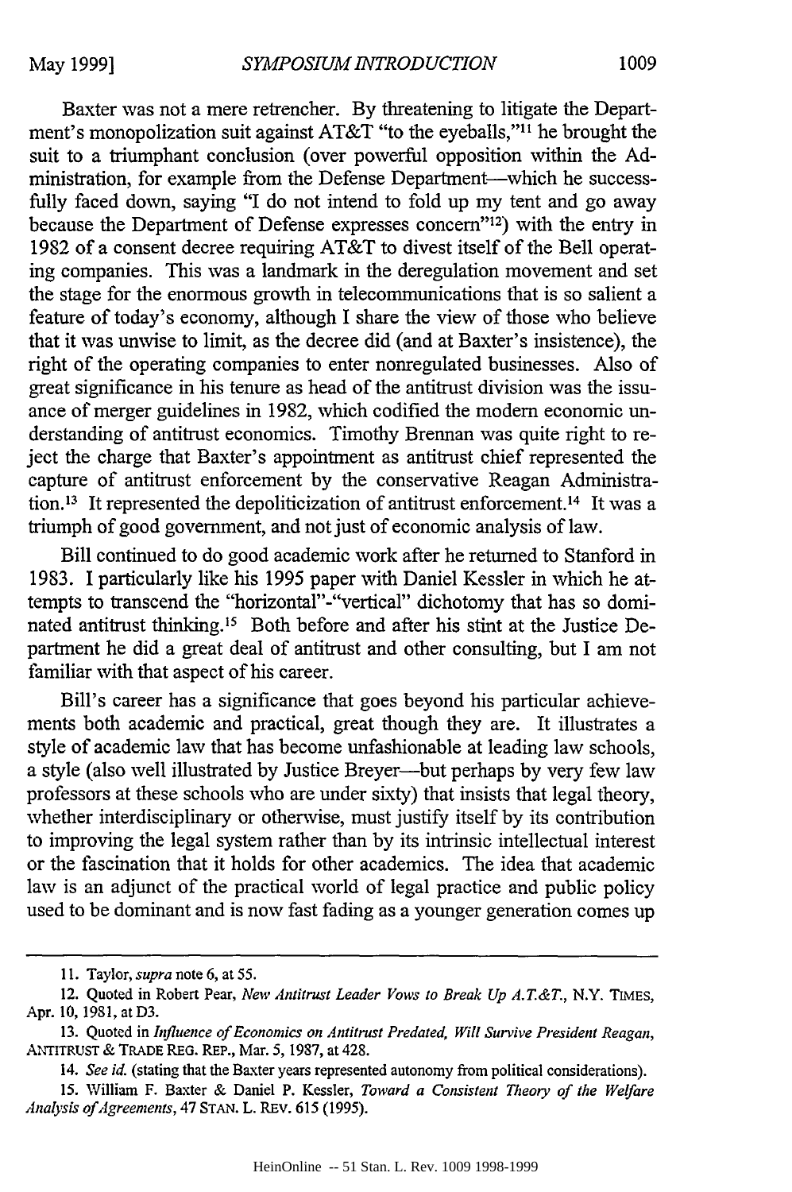Baxter was not a mere retrencher. By threatening to litigate the Department's monopolization suit against AT&T "to the eyeballs,"[11] he brought the suit to a triumphant conclusion (over powerful opposition within the Administration, for example from the Defense Department—which he successfully faced down, saying "I do not intend to fold up my tent and go away because the Department of Defense expresses concern"[12]) with the entry in 1982 of a consent decree requiring AT&T to divest itself of the Bell operating companies. This was a landmark in the deregulation movement and set the stage for the enormous growth in telecommunications that is so salient a feature of today's economy, although I share the view of those who believe that it was unwise to limit, as the decree did (and at Baxter's insistence), the right of the operating companies to enter nonregulated businesses. Also of great significance in his tenure as head of the antitrust division was the issuance of merger guidelines in 1982, which codified the modern economic understanding of antitrust economics. Timothy Brennan was quite right to reject the charge that Baxter's appointment as antitrust chief represented the capture of antitrust enforcement by the conservative Reagan Administration.[13] It represented the depoliticization of antitrust enforcement.[14] It was a triumph of good government, and not just of economic analysis of law.

Bill continued to do good academic work after he returned to Stanford in 1983. I particularly like his 1995 paper with Daniel Kessler in which he attempts to transcend the "horizontal"-"vertical" dichotomy that has so dominated antitrust thinking.[15] Both before and after his stint at the Justice Department he did a great deal of antitrust and other consulting, but I am not familiar with that aspect of his career.

Bill's career has a significance that goes beyond his particular achievements both academic and practical, great though they are. It illustrates a style of academic law that has become unfashionable at leading law schools, a style (also well illustrated by Justice Breyer—but perhaps by very few law professors at these schools who are under sixty) that insists that legal theory, whether interdisciplinary or otherwise, must justify itself by its contribution to improving the legal system rather than by its intrinsic intellectual interest or the fascination that it holds for other academics. The idea that academic law is an adjunct of the practical world of legal practice and public policy used to be dominant and is now fast fading as a younger generation comes up

---

11. Taylor, *supra* note 6, at 55.

12. Quoted in Robert Pear, *New Antitrust Leader Vows to Break Up A.T.&T.*, N.Y. TIMES, Apr. 10, 1981, at D3.

13. Quoted in *Influence of Economics on Antitrust Predated, Will Survive President Reagan*, ANTITRUST & TRADE REG. REP., Mar. 5, 1987, at 428.

14. *See id.* (stating that the Baxter years represented autonomy from political considerations).

15. William F. Baxter & Daniel P. Kessler, *Toward a Consistent Theory of the Welfare Analysis of Agreements*, 47 STAN. L. REV. 615 (1995).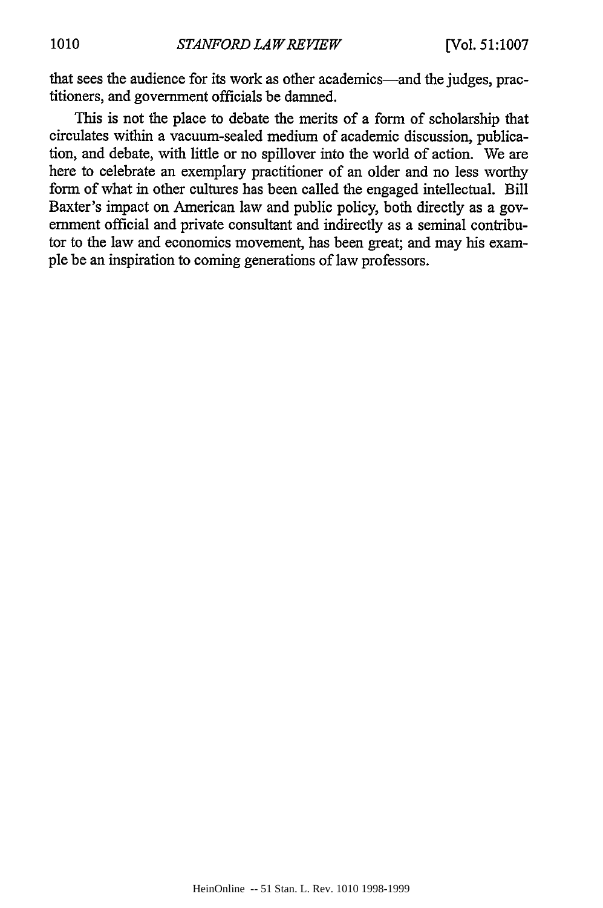that sees the audience for its work as other academics—and the judges, practitioners, and government officials be damned.

This is not the place to debate the merits of a form of scholarship that circulates within a vacuum-sealed medium of academic discussion, publication, and debate, with little or no spillover into the world of action. We are here to celebrate an exemplary practitioner of an older and no less worthy form of what in other cultures has been called the engaged intellectual. Bill Baxter's impact on American law and public policy, both directly as a government official and private consultant and indirectly as a seminal contributor to the law and economics movement, has been great; and may his example be an inspiration to coming generations of law professors.